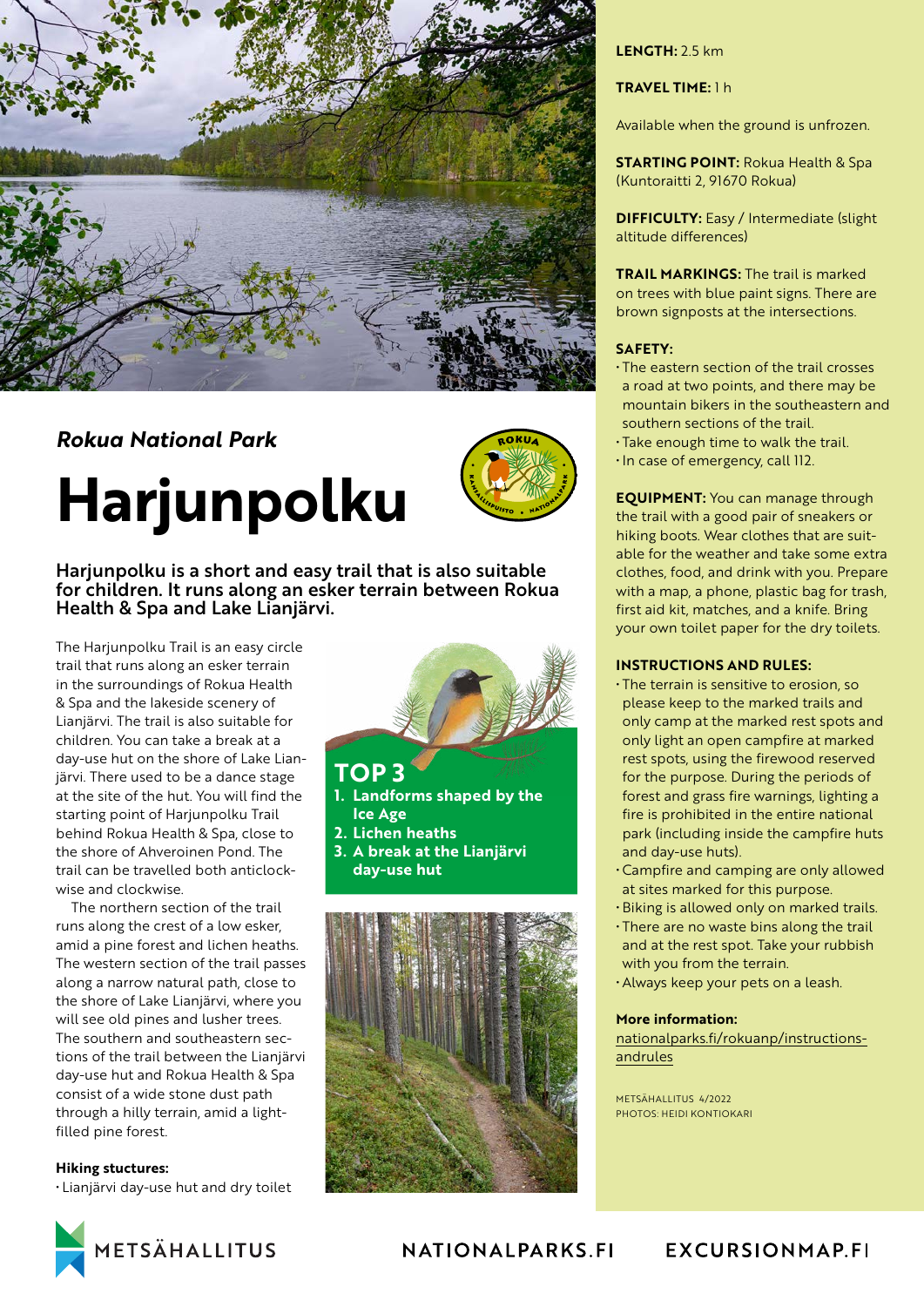*Rokua National Park*

# Harjunpolku

**Harjunpolku is a short and easy trail that is also suitable for children. It runs along an esker terrain between Rokua Health & Spa and Lake Lianjärvi.**

The Harjunpolku Trail is an easy circle trail that runs along an esker terrain in the surroundings of Rokua Health & Spa and the lakeside scenery of Lianjärvi. The trail is also suitable for children. You can take a break at a day-use hut on the shore of Lake Lianjärvi. There used to be a dance stage at the site of the hut. You will find the starting point of Harjunpolku Trail behind Rokua Health & Spa, close to the shore of Ahveroinen Pond. The trail can be travelled both anticlockwise and clockwise.

The northern section of the trail runs along the crest of a low esker, amid a pine forest and lichen heaths. The western section of the trail passes along a narrow natural path, close to the shore of Lake Lianjärvi, where you will see old pines and lusher trees. The southern and southeastern sections of the trail between the Lianjärvi day-use hut and Rokua Health & Spa consist of a wide stone dust path through a hilly terrain, amid a light-filled pine forest.

**Hiking stuctures:**

- Lianjärvi day-use hut and dry toilet

## TOP 3

1. **Landforms shaped by the Ice Age**
2. **Lichen heaths**
3. **A break at the Lianjärvi day-use hut**

**LENGTH:** 2.5 km

**TRAVEL TIME:** 1 h

Available when the ground is unfrozen.

**STARTING POINT:** Rokua Health & Spa (Kuntoraitti 2, 91670 Rokua)

**DIFFICULTY:** Easy / Intermediate (slight altitude differences)

**TRAIL MARKINGS:** The trail is marked on trees with blue paint signs. There are brown signposts at the intersections.

**SAFETY:**

- The eastern section of the trail crosses a road at two points, and there may be mountain bikers in the southeastern and southern sections of the trail.
- Take enough time to walk the trail.
- In case of emergency, call 112.

**EQUIPMENT:** You can manage through the trail with a good pair of sneakers or hiking boots. Wear clothes that are suitable for the weather and take some extra clothes, food, and drink with you. Prepare with a map, a phone, plastic bag for trash, first aid kit, matches, and a knife. Bring your own toilet paper for the dry toilets.

**INSTRUCTIONS AND RULES:**

- The terrain is sensitive to erosion, so please keep to the marked trails and only camp at the marked rest spots and only light an open campfire at marked rest spots, using the firewood reserved for the purpose. During the periods of forest and grass fire warnings, lighting a fire is prohibited in the entire national park (including inside the campfire huts and day-use huts).
- Campfire and camping are only allowed at sites marked for this purpose.
- Biking is allowed only on marked trails.
- There are no waste bins along the trail and at the rest spot. Take your rubbish with you from the terrain.
- Always keep your pets on a leash.

**More information:**
nationalparks.fi/rokuanp/instructions-andrules

METSÄHALLITUS 4/2022
PHOTOS: HEIDI KONTIOKARI

METSÄHALLITUS NATIONALPARKS.FI EXCURSIONMAP.FI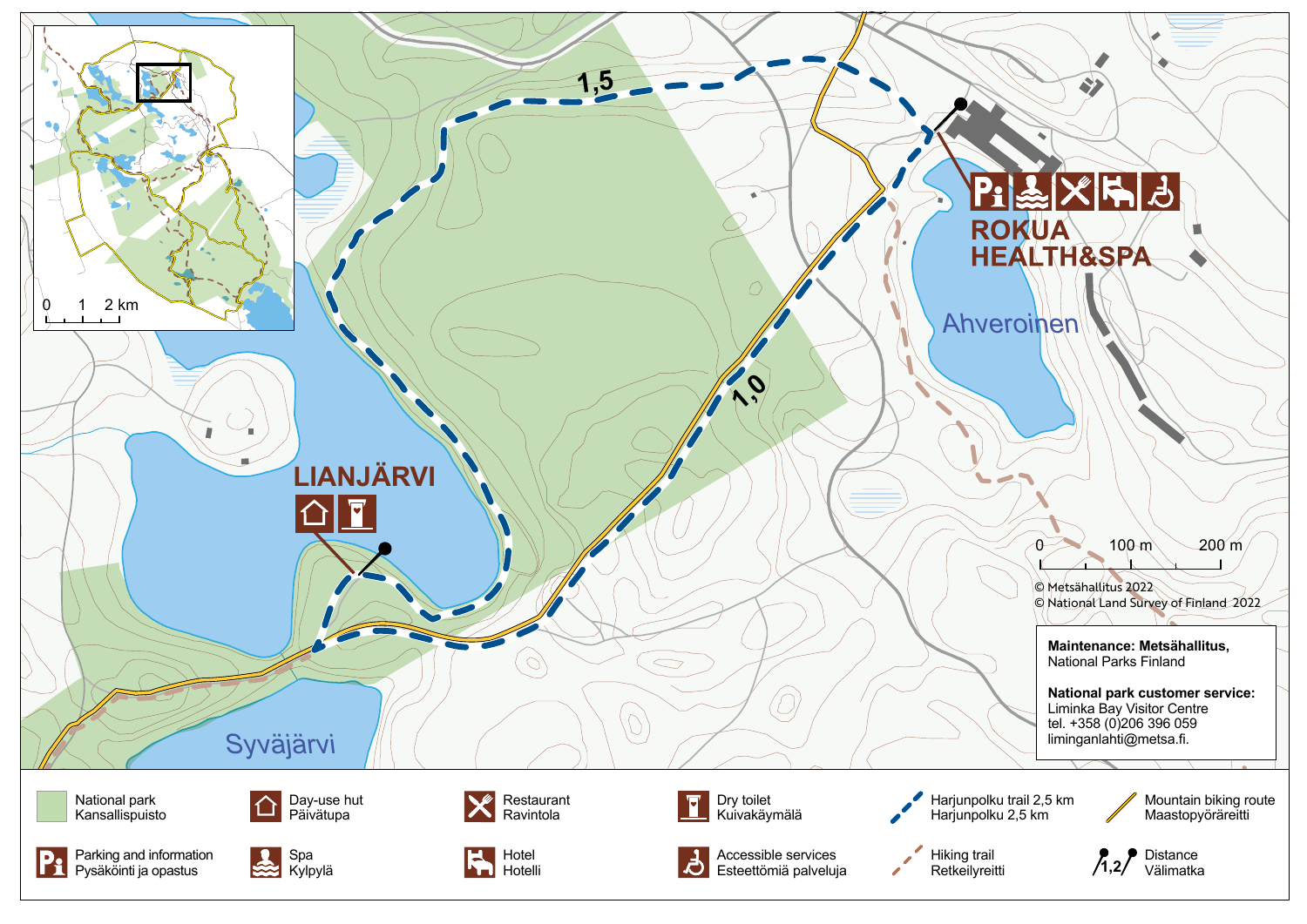1,5

1,0

ROKUA HEALTH&SPA

Ahveroinen

LIANJÄRVI

Syväjärvi

0 1 2 km

0 100 m 200 m

© Metsähallitus 2022
© National Land Survey of Finland 2022

**Maintenance: Metsähallitus,**
National Parks Finland

**National park customer service:**
Liminka Bay Visitor Centre
tel. +358 (0)206 396 059
liminganlahti@metsa.fi.

National park
Kansallispuisto

Day-use hut
Päivätupa

Restaurant
Ravintola

Dry toilet
Kuivakäymälä

Harjunpolku trail 2,5 km
Harjunpolku 2,5 km

Mountain biking route
Maastopyöräreitti

Parking and information
Pysäköinti ja opastus

Spa
Kylpylä

Hotel
Hotelli

Accessible services
Esteettömiä palveluja

Hiking trail
Retkeilyreitti

1,2 Distance
Välimatka